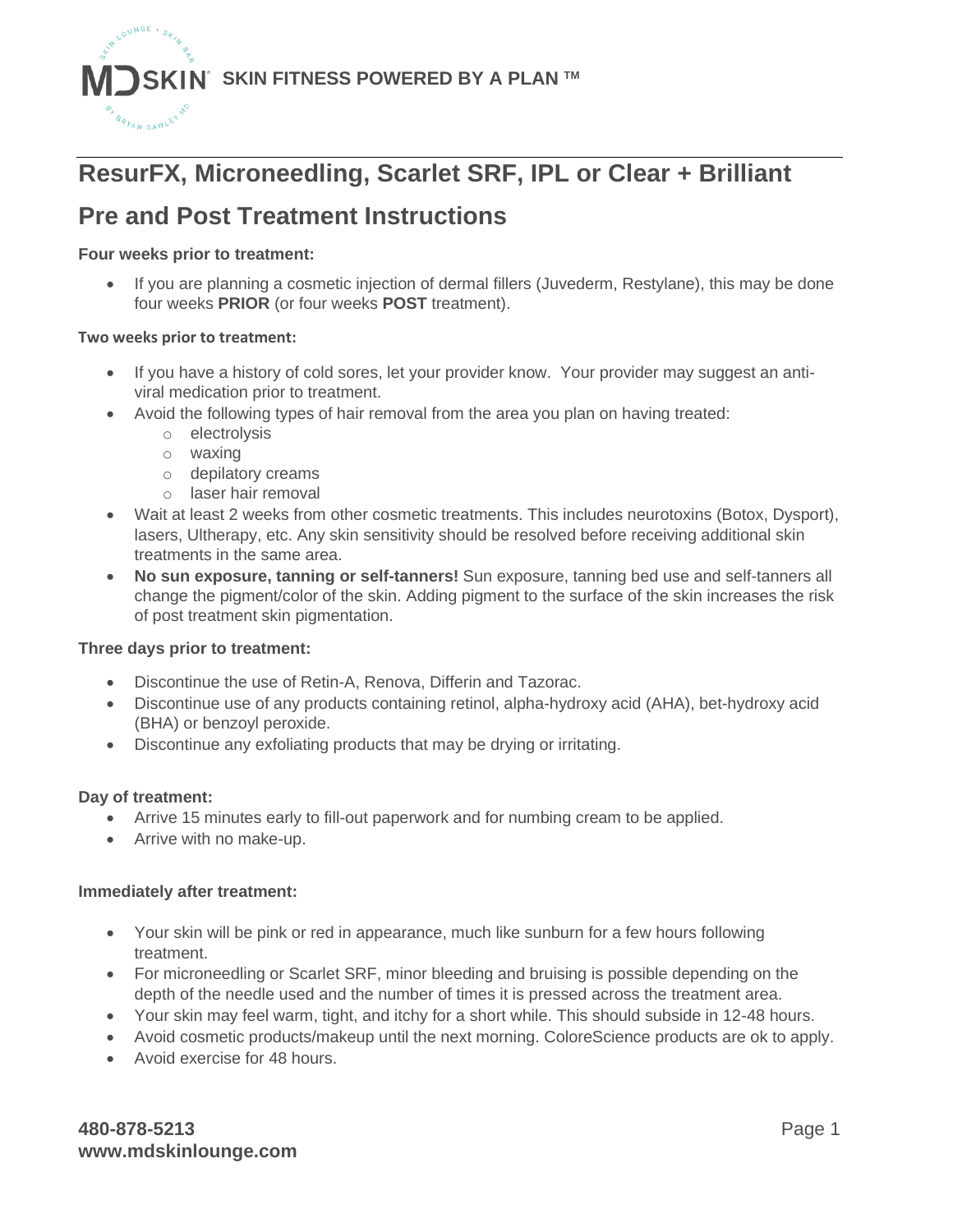**SKIN FITNESS POWERED BY A PLAN ™**

# ResurFX, Microneedling, Scarlet SRF, IPL or Clear + Brilliant

# Pre and Post Treatment Instructions

**Four weeks prior to treatment:**

- If you are planning a cosmetic injection of dermal fillers (Juvederm, Restylane), this may be done four weeks **PRIOR** (or four weeks **POST** treatment).

**Two weeks prior to treatment:**

- If you have a history of cold sores, let your provider know. Your provider may suggest an anti-viral medication prior to treatment.
- Avoid the following types of hair removal from the area you plan on having treated:
  - electrolysis
  - waxing
  - depilatory creams
  - laser hair removal
- Wait at least 2 weeks from other cosmetic treatments. This includes neurotoxins (Botox, Dysport), lasers, Ultherapy, etc. Any skin sensitivity should be resolved before receiving additional skin treatments in the same area.
- **No sun exposure, tanning or self-tanners!** Sun exposure, tanning bed use and self-tanners all change the pigment/color of the skin. Adding pigment to the surface of the skin increases the risk of post treatment skin pigmentation.

**Three days prior to treatment:**

- Discontinue the use of Retin-A, Renova, Differin and Tazorac.
- Discontinue use of any products containing retinol, alpha-hydroxy acid (AHA), bet-hydroxy acid (BHA) or benzoyl peroxide.
- Discontinue any exfoliating products that may be drying or irritating.

**Day of treatment:**

- Arrive 15 minutes early to fill-out paperwork and for numbing cream to be applied.
- Arrive with no make-up.

**Immediately after treatment:**

- Your skin will be pink or red in appearance, much like sunburn for a few hours following treatment.
- For microneedling or Scarlet SRF, minor bleeding and bruising is possible depending on the depth of the needle used and the number of times it is pressed across the treatment area.
- Your skin may feel warm, tight, and itchy for a short while. This should subside in 12-48 hours.
- Avoid cosmetic products/makeup until the next morning. ColoreScience products are ok to apply.
- Avoid exercise for 48 hours.

**480-878-5213**
**www.mdskinlounge.com**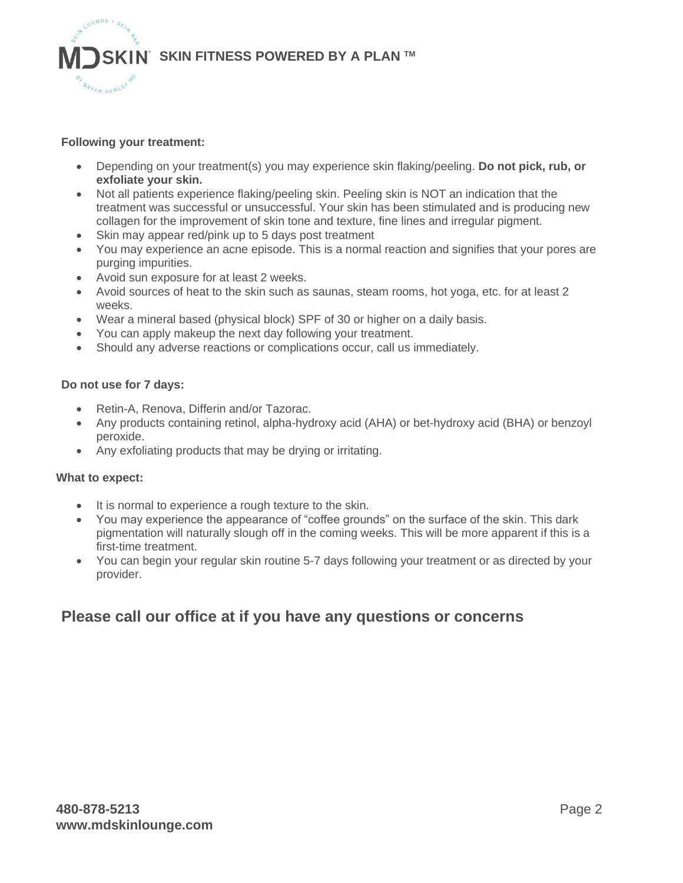**Following your treatment:**

- Depending on your treatment(s) you may experience skin flaking/peeling. **Do not pick, rub, or exfoliate your skin.**
- Not all patients experience flaking/peeling skin. Peeling skin is NOT an indication that the treatment was successful or unsuccessful. Your skin has been stimulated and is producing new collagen for the improvement of skin tone and texture, fine lines and irregular pigment.
- Skin may appear red/pink up to 5 days post treatment
- You may experience an acne episode. This is a normal reaction and signifies that your pores are purging impurities.
- Avoid sun exposure for at least 2 weeks.
- Avoid sources of heat to the skin such as saunas, steam rooms, hot yoga, etc. for at least 2 weeks.
- Wear a mineral based (physical block) SPF of 30 or higher on a daily basis.
- You can apply makeup the next day following your treatment.
- Should any adverse reactions or complications occur, call us immediately.

**Do not use for 7 days:**

- Retin-A, Renova, Differin and/or Tazorac.
- Any products containing retinol, alpha-hydroxy acid (AHA) or bet-hydroxy acid (BHA) or benzoyl peroxide.
- Any exfoliating products that may be drying or irritating.

**What to expect:**

- It is normal to experience a rough texture to the skin.
- You may experience the appearance of "coffee grounds" on the surface of the skin. This dark pigmentation will naturally slough off in the coming weeks. This will be more apparent if this is a first-time treatment.
- You can begin your regular skin routine 5-7 days following your treatment or as directed by your provider.

## Please call our office at if you have any questions or concerns